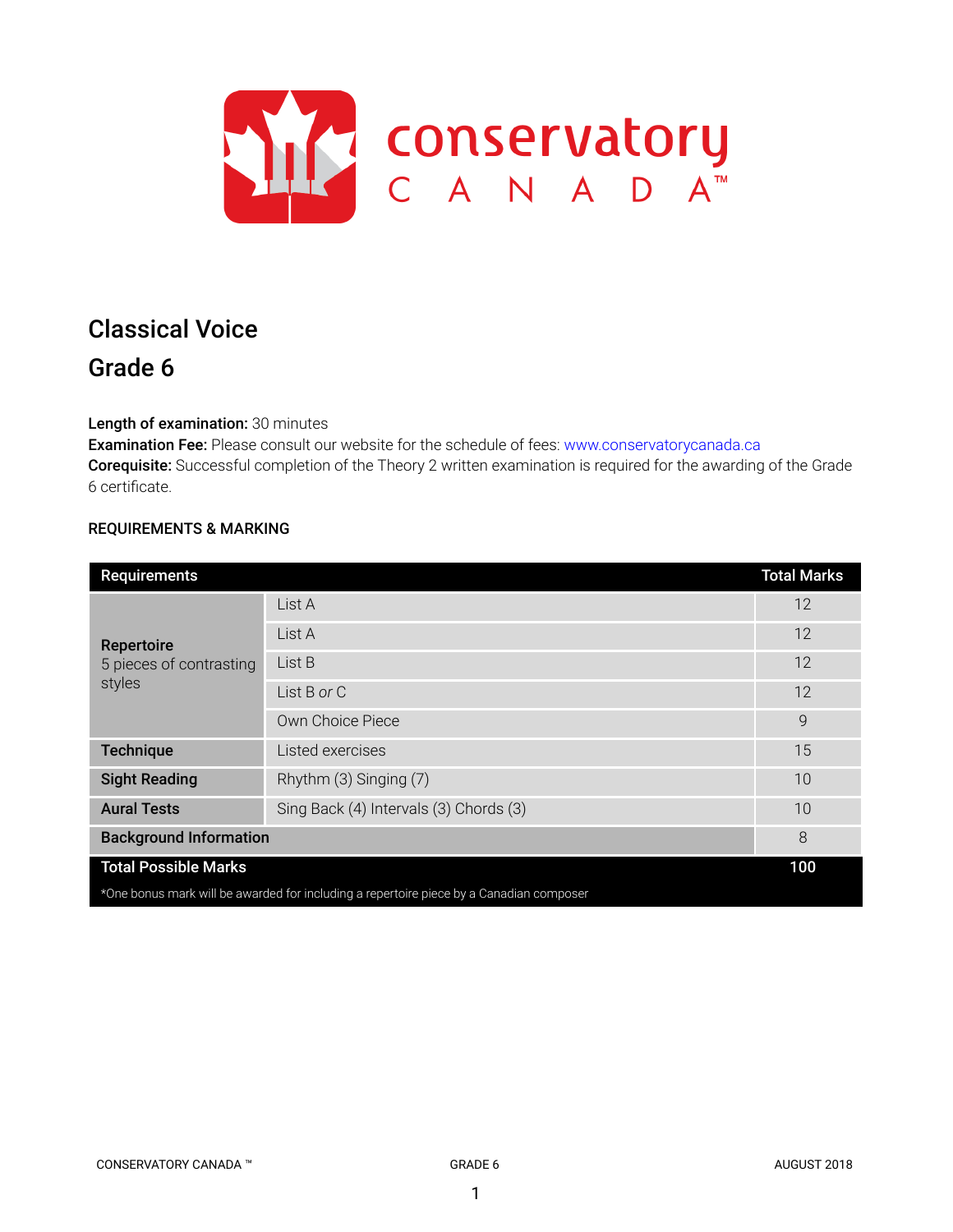# Classical Voice

## Grade 6

**Length of examination:** 30 minutes
**Examination Fee:** Please consult our website for the schedule of fees: www.conservatorycanada.ca
**Corequisite:** Successful completion of the Theory 2 written examination is required for the awarding of the Grade 6 certificate.

### REQUIREMENTS & MARKING

| Requirements | | Total Marks |
|---|---|---|
| **Repertoire** 5 pieces of contrasting styles | List A | 12 |
| | List A | 12 |
| | List B | 12 |
| | List B *or* C | 12 |
| | Own Choice Piece | 9 |
| **Technique** | Listed exercises | 15 |
| **Sight Reading** | Rhythm (3) Singing (7) | 10 |
| **Aural Tests** | Sing Back (4) Intervals (3) Chords (3) | 10 |
| **Background Information** | | 8 |
| **Total Possible Marks** | | **100** |

*One bonus mark will be awarded for including a repertoire piece by a Canadian composer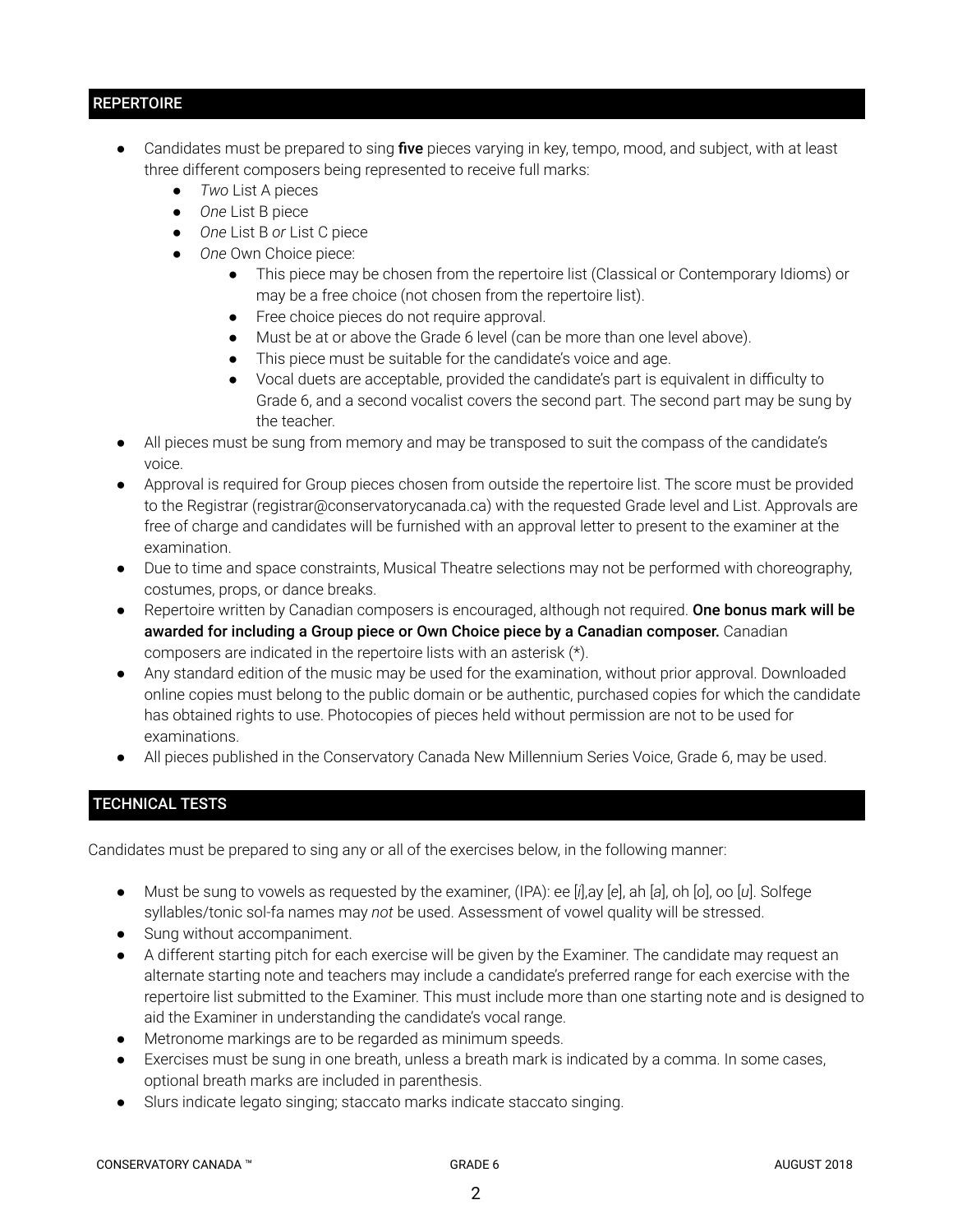## REPERTOIRE

- Candidates must be prepared to sing **five** pieces varying in key, tempo, mood, and subject, with at least three different composers being represented to receive full marks:
    - *Two* List A pieces
    - *One* List B piece
    - *One* List B *or* List C piece
    - *One* Own Choice piece:
        - This piece may be chosen from the repertoire list (Classical or Contemporary Idioms) or may be a free choice (not chosen from the repertoire list).
        - Free choice pieces do not require approval.
        - Must be at or above the Grade 6 level (can be more than one level above).
        - This piece must be suitable for the candidate's voice and age.
        - Vocal duets are acceptable, provided the candidate's part is equivalent in difficulty to Grade 6, and a second vocalist covers the second part. The second part may be sung by the teacher.
- All pieces must be sung from memory and may be transposed to suit the compass of the candidate's voice.
- Approval is required for Group pieces chosen from outside the repertoire list. The score must be provided to the Registrar (registrar@conservatorycanada.ca) with the requested Grade level and List. Approvals are free of charge and candidates will be furnished with an approval letter to present to the examiner at the examination.
- Due to time and space constraints, Musical Theatre selections may not be performed with choreography, costumes, props, or dance breaks.
- Repertoire written by Canadian composers is encouraged, although not required. **One bonus mark will be awarded for including a Group piece or Own Choice piece by a Canadian composer.** Canadian composers are indicated in the repertoire lists with an asterisk (*).
- Any standard edition of the music may be used for the examination, without prior approval. Downloaded online copies must belong to the public domain or be authentic, purchased copies for which the candidate has obtained rights to use. Photocopies of pieces held without permission are not to be used for examinations.
- All pieces published in the Conservatory Canada New Millennium Series Voice, Grade 6, may be used.

## TECHNICAL TESTS

Candidates must be prepared to sing any or all of the exercises below, in the following manner:

- Must be sung to vowels as requested by the examiner, (IPA): ee [*i*],ay [*e*], ah [*a*], oh [*o*], oo [*u*]. Solfege syllables/tonic sol-fa names may *not* be used. Assessment of vowel quality will be stressed.
- Sung without accompaniment.
- A different starting pitch for each exercise will be given by the Examiner. The candidate may request an alternate starting note and teachers may include a candidate's preferred range for each exercise with the repertoire list submitted to the Examiner. This must include more than one starting note and is designed to aid the Examiner in understanding the candidate's vocal range.
- Metronome markings are to be regarded as minimum speeds.
- Exercises must be sung in one breath, unless a breath mark is indicated by a comma. In some cases, optional breath marks are included in parenthesis.
- Slurs indicate legato singing; staccato marks indicate staccato singing.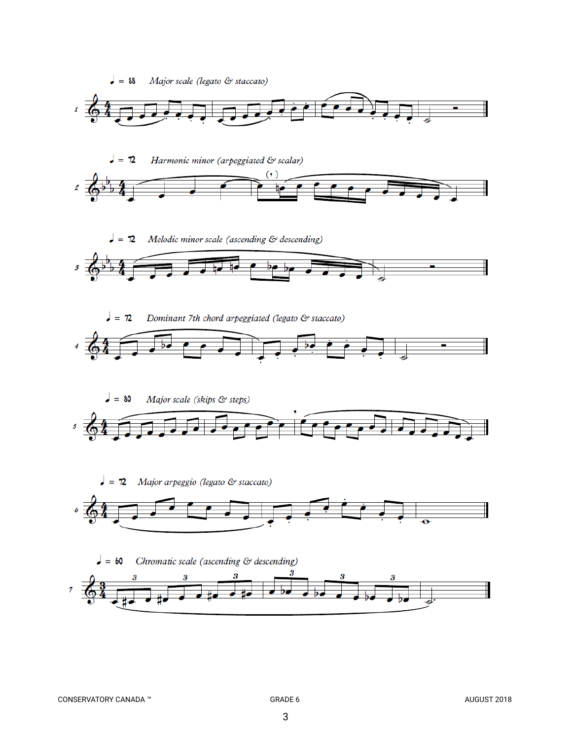♩ = 88 *Major scale (legato & staccato)*

♩ = 72 *Harmonic minor (arpeggiated & scalar)*

♩ = 72 *Melodic minor scale (ascending & descending)*

♩ = 72 *Dominant 7th chord arpeggiated (legato & staccato)*

♩ = 80 *Major scale (skips & steps)*

♩ = 72 *Major arpeggio (legato & staccato)*

♩ = 60 *Chromatic scale (ascending & descending)*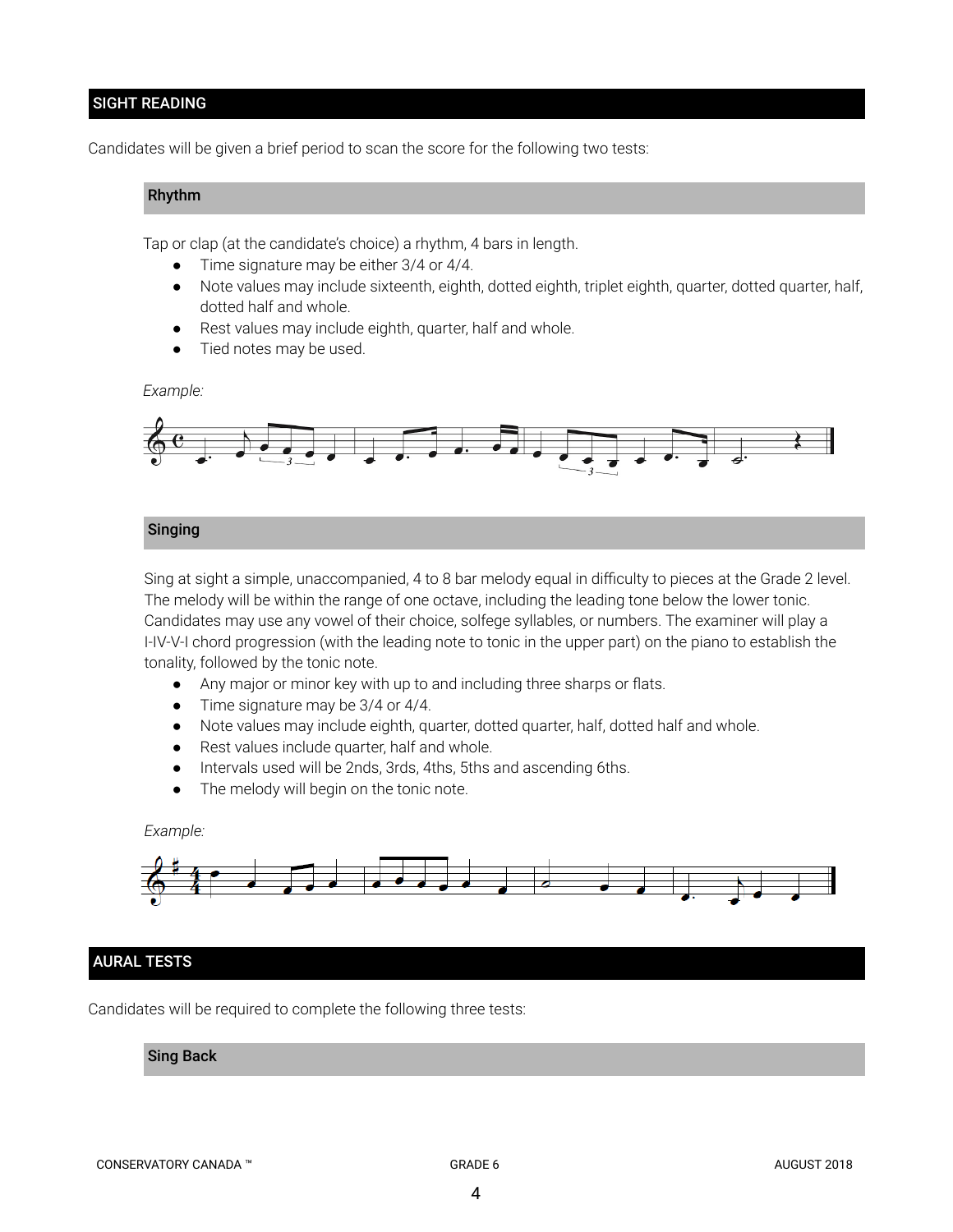## SIGHT READING

Candidates will be given a brief period to scan the score for the following two tests:

### Rhythm

Tap or clap (at the candidate's choice) a rhythm, 4 bars in length.

- Time signature may be either 3/4 or 4/4.
- Note values may include sixteenth, eighth, dotted eighth, triplet eighth, quarter, dotted quarter, half, dotted half and whole.
- Rest values may include eighth, quarter, half and whole.
- Tied notes may be used.

*Example:*

### Singing

Sing at sight a simple, unaccompanied, 4 to 8 bar melody equal in difficulty to pieces at the Grade 2 level. The melody will be within the range of one octave, including the leading tone below the lower tonic. Candidates may use any vowel of their choice, solfege syllables, or numbers. The examiner will play a I-IV-V-I chord progression (with the leading note to tonic in the upper part) on the piano to establish the tonality, followed by the tonic note.

- Any major or minor key with up to and including three sharps or flats.
- Time signature may be 3/4 or 4/4.
- Note values may include eighth, quarter, dotted quarter, half, dotted half and whole.
- Rest values include quarter, half and whole.
- Intervals used will be 2nds, 3rds, 4ths, 5ths and ascending 6ths.
- The melody will begin on the tonic note.

*Example:*

## AURAL TESTS

Candidates will be required to complete the following three tests:

### Sing Back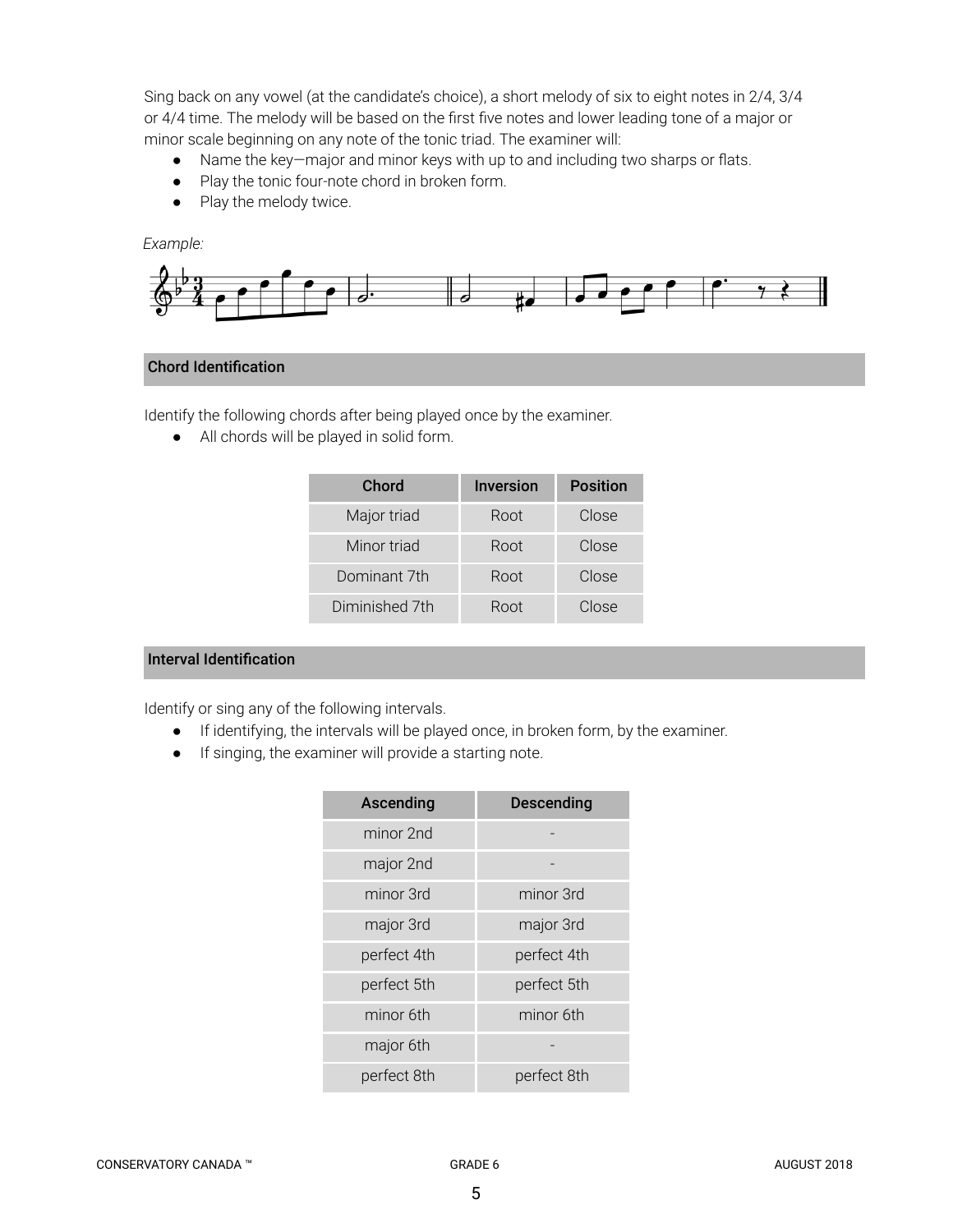Sing back on any vowel (at the candidate's choice), a short melody of six to eight notes in 2/4, 3/4 or 4/4 time. The melody will be based on the first five notes and lower leading tone of a major or minor scale beginning on any note of the tonic triad. The examiner will:

- Name the key—major and minor keys with up to and including two sharps or flats.
- Play the tonic four-note chord in broken form.
- Play the melody twice.

*Example:*

## Chord Identification

Identify the following chords after being played once by the examiner.

- All chords will be played in solid form.

| Chord | Inversion | Position |
| --- | --- | --- |
| Major triad | Root | Close |
| Minor triad | Root | Close |
| Dominant 7th | Root | Close |
| Diminished 7th | Root | Close |

## Interval Identification

Identify or sing any of the following intervals.

- If identifying, the intervals will be played once, in broken form, by the examiner.
- If singing, the examiner will provide a starting note.

| Ascending | Descending |
| --- | --- |
| minor 2nd | - |
| major 2nd | - |
| minor 3rd | minor 3rd |
| major 3rd | major 3rd |
| perfect 4th | perfect 4th |
| perfect 5th | perfect 5th |
| minor 6th | minor 6th |
| major 6th | - |
| perfect 8th | perfect 8th |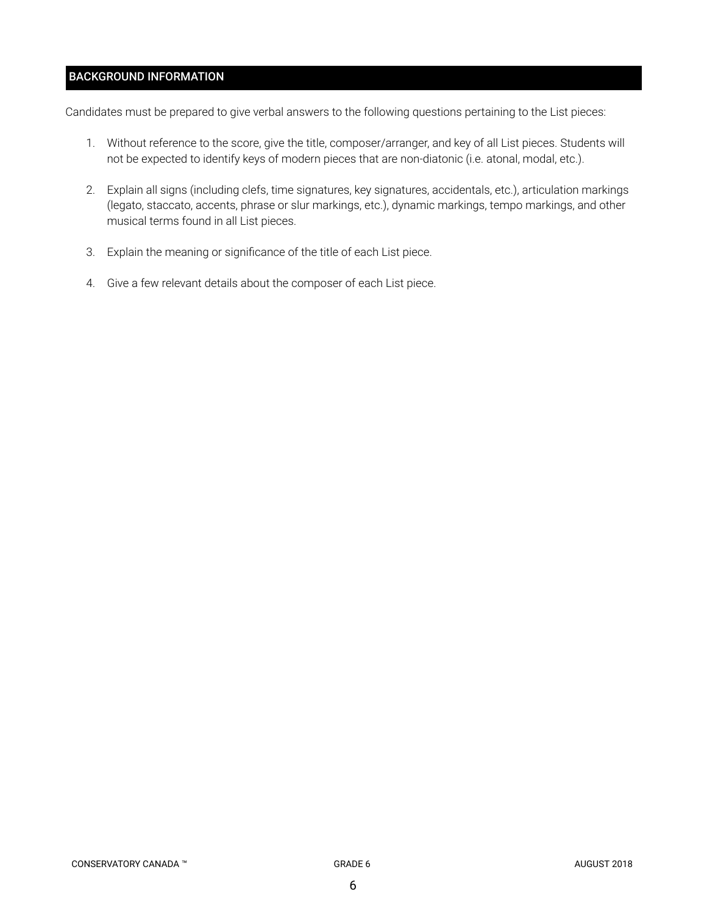## BACKGROUND INFORMATION

Candidates must be prepared to give verbal answers to the following questions pertaining to the List pieces:

1. Without reference to the score, give the title, composer/arranger, and key of all List pieces. Students will not be expected to identify keys of modern pieces that are non-diatonic (i.e. atonal, modal, etc.).

2. Explain all signs (including clefs, time signatures, key signatures, accidentals, etc.), articulation markings (legato, staccato, accents, phrase or slur markings, etc.), dynamic markings, tempo markings, and other musical terms found in all List pieces.

3. Explain the meaning or significance of the title of each List piece.

4. Give a few relevant details about the composer of each List piece.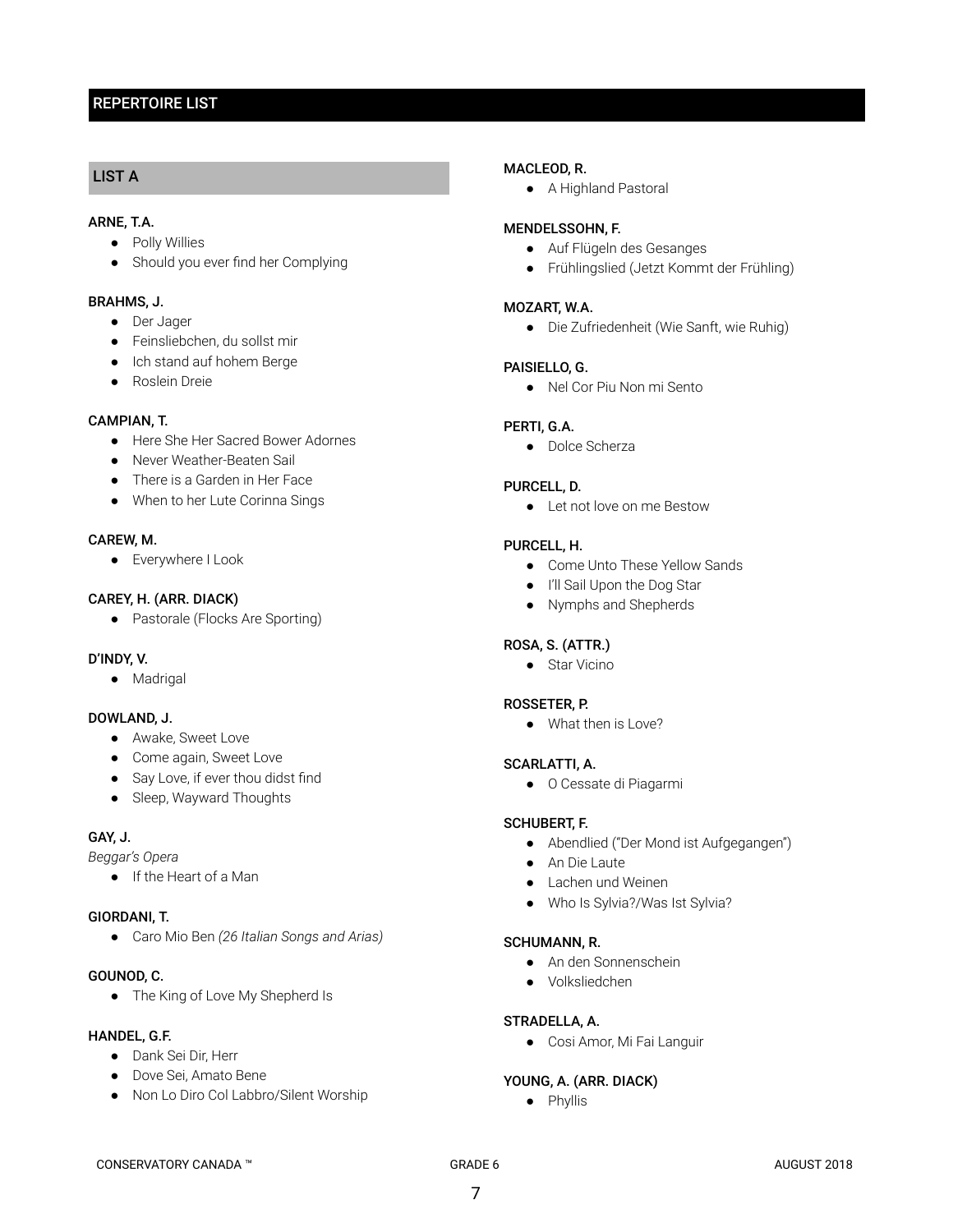## REPERTOIRE LIST

### LIST A

**ARNE, T.A.**

- Polly Willies
- Should you ever find her Complying

**BRAHMS, J.**

- Der Jager
- Feinsliebchen, du sollst mir
- Ich stand auf hohem Berge
- Roslein Dreie

**CAMPIAN, T.**

- Here She Her Sacred Bower Adornes
- Never Weather-Beaten Sail
- There is a Garden in Her Face
- When to her Lute Corinna Sings

**CAREW, M.**

- Everywhere I Look

**CAREY, H. (ARR. DIACK)**

- Pastorale (Flocks Are Sporting)

**D'INDY, V.**

- Madrigal

**DOWLAND, J.**

- Awake, Sweet Love
- Come again, Sweet Love
- Say Love, if ever thou didst find
- Sleep, Wayward Thoughts

**GAY, J.**

*Beggar's Opera*

- If the Heart of a Man

**GIORDANI, T.**

- Caro Mio Ben *(26 Italian Songs and Arias)*

**GOUNOD, C.**

- The King of Love My Shepherd Is

**HANDEL, G.F.**

- Dank Sei Dir, Herr
- Dove Sei, Amato Bene
- Non Lo Diro Col Labbro/Silent Worship

**MACLEOD, R.**

- A Highland Pastoral

**MENDELSSOHN, F.**

- Auf Flügeln des Gesanges
- Frühlingslied (Jetzt Kommt der Frühling)

**MOZART, W.A.**

- Die Zufriedenheit (Wie Sanft, wie Ruhig)

**PAISIELLO, G.**

- Nel Cor Piu Non mi Sento

**PERTI, G.A.**

- Dolce Scherza

**PURCELL, D.**

- Let not love on me Bestow

**PURCELL, H.**

- Come Unto These Yellow Sands
- I'll Sail Upon the Dog Star
- Nymphs and Shepherds

**ROSA, S. (ATTR.)**

- Star Vicino

**ROSSETER, P.**

- What then is Love?

**SCARLATTI, A.**

- O Cessate di Piagarmi

**SCHUBERT, F.**

- Abendlied ("Der Mond ist Aufgegangen")
- An Die Laute
- Lachen und Weinen
- Who Is Sylvia?/Was Ist Sylvia?

**SCHUMANN, R.**

- An den Sonnenschein
- Volksliedchen

**STRADELLA, A.**

- Cosi Amor, Mi Fai Languir

**YOUNG, A. (ARR. DIACK)**

- Phyllis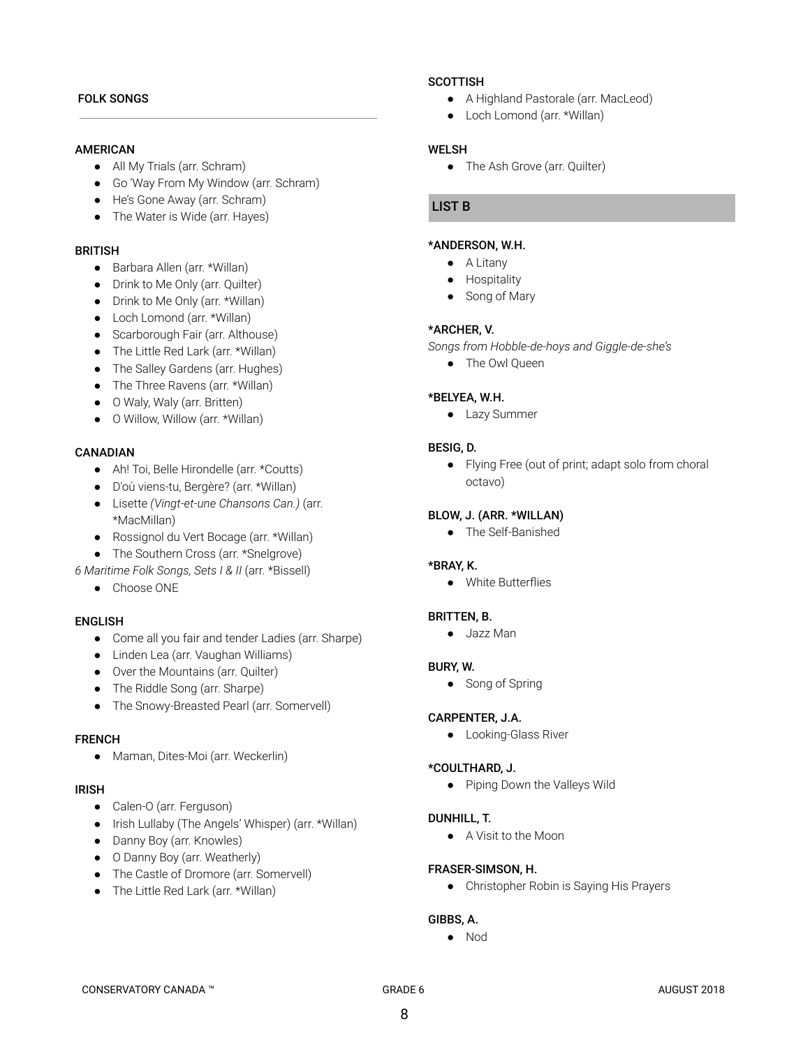## FOLK SONGS

---

### AMERICAN

- All My Trials (arr. Schram)
- Go 'Way From My Window (arr. Schram)
- He's Gone Away (arr. Schram)
- The Water is Wide (arr. Hayes)

### BRITISH

- Barbara Allen (arr. *Willan)
- Drink to Me Only (arr. Quilter)
- Drink to Me Only (arr. *Willan)
- Loch Lomond (arr. *Willan)
- Scarborough Fair (arr. Althouse)
- The Little Red Lark (arr. *Willan)
- The Salley Gardens (arr. Hughes)
- The Three Ravens (arr. *Willan)
- O Waly, Waly (arr. Britten)
- O Willow, Willow (arr. *Willan)

### CANADIAN

- Ah! Toi, Belle Hirondelle (arr. *Coutts)
- D'où viens-tu, Bergère? (arr. *Willan)
- Lisette *(Vingt-et-une Chansons Can.)* (arr. *MacMillan)
- Rossignol du Vert Bocage (arr. *Willan)
- The Southern Cross (arr. *Snelgrove)

*6 Maritime Folk Songs, Sets I & II* (arr. *Bissell)

- Choose ONE

### ENGLISH

- Come all you fair and tender Ladies (arr. Sharpe)
- Linden Lea (arr. Vaughan Williams)
- Over the Mountains (arr. Quilter)
- The Riddle Song (arr. Sharpe)
- The Snowy-Breasted Pearl (arr. Somervell)

### FRENCH

- Maman, Dites-Moi (arr. Weckerlin)

### IRISH

- Calen-O (arr. Ferguson)
- Irish Lullaby (The Angels' Whisper) (arr. *Willan)
- Danny Boy (arr. Knowles)
- O Danny Boy (arr. Weatherly)
- The Castle of Dromore (arr. Somervell)
- The Little Red Lark (arr. *Willan)

### SCOTTISH

- A Highland Pastorale (arr. MacLeod)
- Loch Lomond (arr. *Willan)

### WELSH

- The Ash Grove (arr. Quilter)

## LIST B

### *ANDERSON, W.H.

- A Litany
- Hospitality
- Song of Mary

### *ARCHER, V.

*Songs from Hobble-de-hoys and Giggle-de-she's*

- The Owl Queen

### *BELYEA, W.H.

- Lazy Summer

### BESIG, D.

- Flying Free (out of print; adapt solo from choral octavo)

### BLOW, J. (ARR. *WILLAN)

- The Self-Banished

### *BRAY, K.

- White Butterflies

### BRITTEN, B.

- Jazz Man

### BURY, W.

- Song of Spring

### CARPENTER, J.A.

- Looking-Glass River

### *COULTHARD, J.

- Piping Down the Valleys Wild

### DUNHILL, T.

- A Visit to the Moon

### FRASER-SIMSON, H.

- Christopher Robin is Saying His Prayers

### GIBBS, A.

- Nod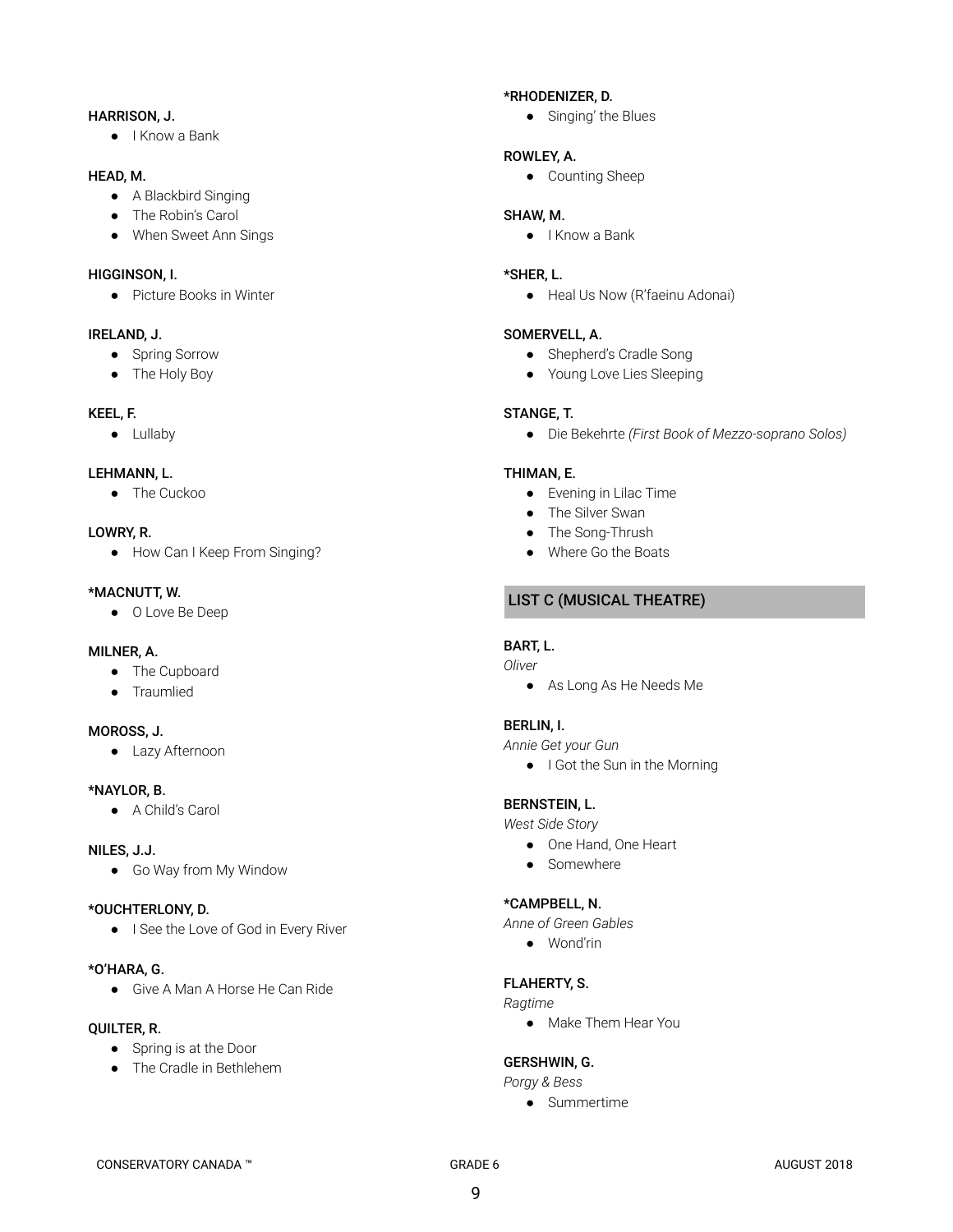**HARRISON, J.**

- I Know a Bank

**HEAD, M.**

- A Blackbird Singing
- The Robin's Carol
- When Sweet Ann Sings

**HIGGINSON, I.**

- Picture Books in Winter

**IRELAND, J.**

- Spring Sorrow
- The Holy Boy

**KEEL, F.**

- Lullaby

**LEHMANN, L.**

- The Cuckoo

**LOWRY, R.**

- How Can I Keep From Singing?

***MACNUTT, W.**

- O Love Be Deep

**MILNER, A.**

- The Cupboard
- Traumlied

**MOROSS, J.**

- Lazy Afternoon

***NAYLOR, B.**

- A Child's Carol

**NILES, J.J.**

- Go Way from My Window

***OUCHTERLONY, D.**

- I See the Love of God in Every River

***O'HARA, G.**

- Give A Man A Horse He Can Ride

**QUILTER, R.**

- Spring is at the Door
- The Cradle in Bethlehem

***RHODENIZER, D.**

- Singing' the Blues

**ROWLEY, A.**

- Counting Sheep

**SHAW, M.**

- I Know a Bank

***SHER, L.**

- Heal Us Now (R'faeinu Adonai)

**SOMERVELL, A.**

- Shepherd's Cradle Song
- Young Love Lies Sleeping

**STANGE, T.**

- Die Bekehrte *(First Book of Mezzo-soprano Solos)*

**THIMAN, E.**

- Evening in Lilac Time
- The Silver Swan
- The Song-Thrush
- Where Go the Boats

## LIST C (MUSICAL THEATRE)

**BART, L.**

*Oliver*

- As Long As He Needs Me

**BERLIN, I.**

*Annie Get your Gun*

- I Got the Sun in the Morning

**BERNSTEIN, L.**

*West Side Story*

- One Hand, One Heart
- Somewhere

***CAMPBELL, N.**

*Anne of Green Gables*

- Wond'rin

**FLAHERTY, S.**

*Ragtime*

- Make Them Hear You

**GERSHWIN, G.**

*Porgy & Bess*

- Summertime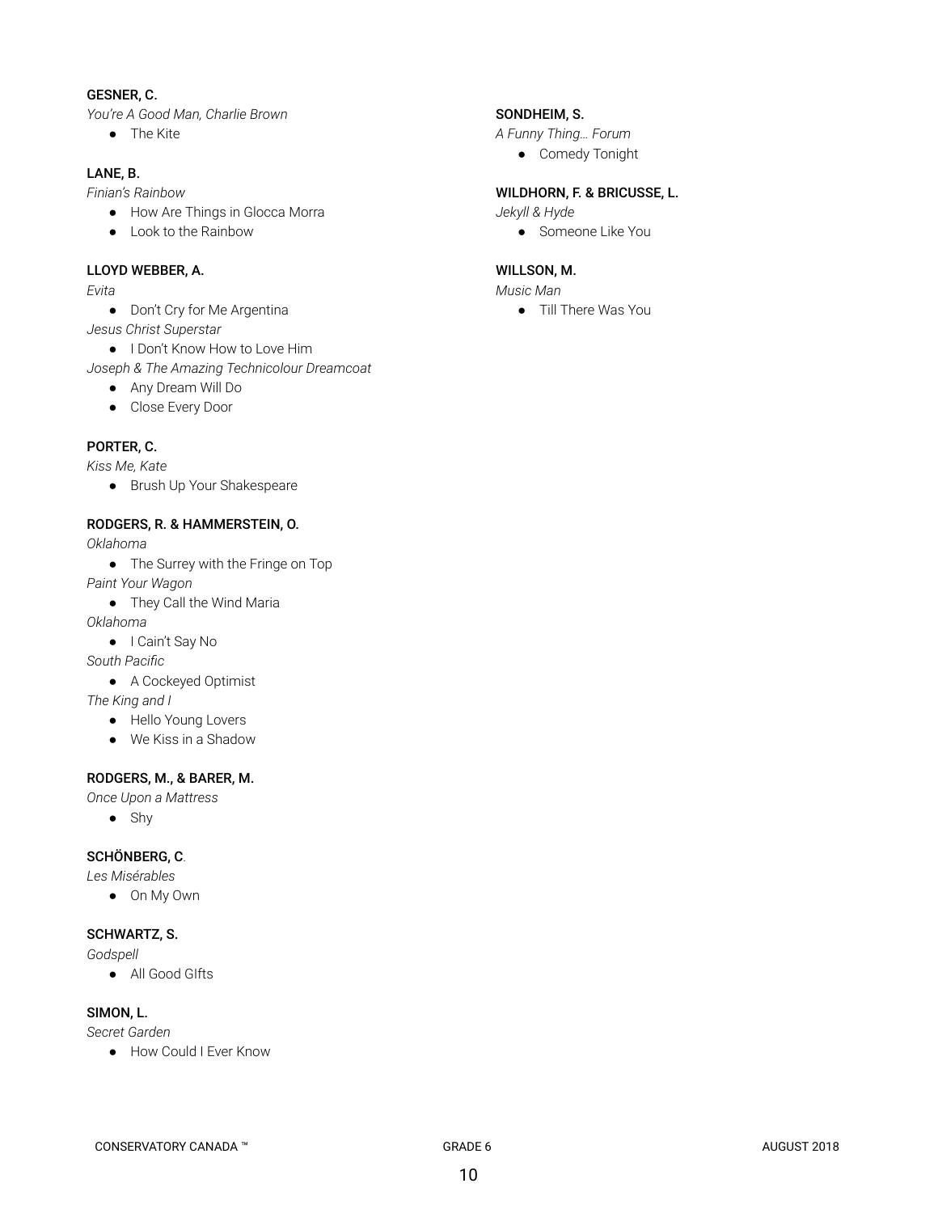**GESNER, C.**

*You're A Good Man, Charlie Brown*

- The Kite

**LANE, B.**

*Finian's Rainbow*

- How Are Things in Glocca Morra
- Look to the Rainbow

**LLOYD WEBBER, A.**

*Evita*

- Don't Cry for Me Argentina

*Jesus Christ Superstar*

- I Don't Know How to Love Him

*Joseph & The Amazing Technicolour Dreamcoat*

- Any Dream Will Do
- Close Every Door

**PORTER, C.**

*Kiss Me, Kate*

- Brush Up Your Shakespeare

**RODGERS, R. & HAMMERSTEIN, O.**

*Oklahoma*

- The Surrey with the Fringe on Top

*Paint Your Wagon*

- They Call the Wind Maria

*Oklahoma*

- I Cain't Say No

*South Pacific*

- A Cockeyed Optimist

*The King and I*

- Hello Young Lovers
- We Kiss in a Shadow

**RODGERS, M., & BARER, M.**

*Once Upon a Mattress*

- Shy

**SCHÖNBERG, C.**

*Les Misérables*

- On My Own

**SCHWARTZ, S.**

*Godspell*

- All Good GIfts

**SIMON, L.**

*Secret Garden*

- How Could I Ever Know

**SONDHEIM, S.**

*A Funny Thing… Forum*

- Comedy Tonight

**WILDHORN, F. & BRICUSSE, L.**

*Jekyll & Hyde*

- Someone Like You

**WILLSON, M.**

*Music Man*

- Till There Was You